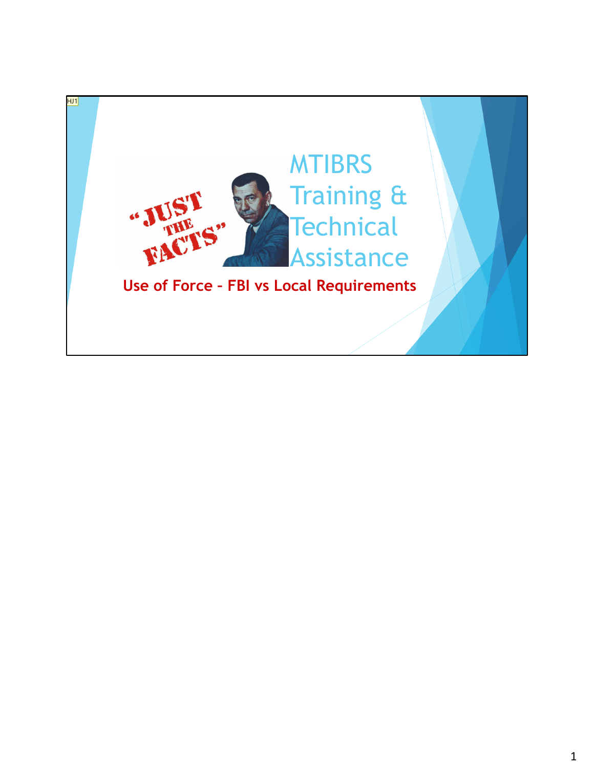# MTIBRS Training & Technical Assistance

"JUST THE FACTS"

**Use of Force – FBI vs Local Requirements**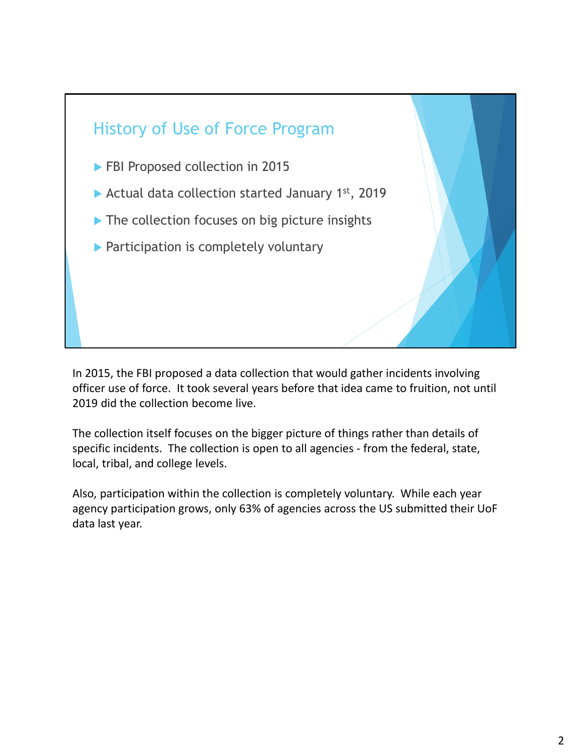## History of Use of Force Program

- FBI Proposed collection in 2015
- Actual data collection started January 1st, 2019
- The collection focuses on big picture insights
- Participation is completely voluntary

In 2015, the FBI proposed a data collection that would gather incidents involving officer use of force. It took several years before that idea came to fruition, not until 2019 did the collection become live.

The collection itself focuses on the bigger picture of things rather than details of specific incidents. The collection is open to all agencies - from the federal, state, local, tribal, and college levels.

Also, participation within the collection is completely voluntary. While each year agency participation grows, only 63% of agencies across the US submitted their UoF data last year.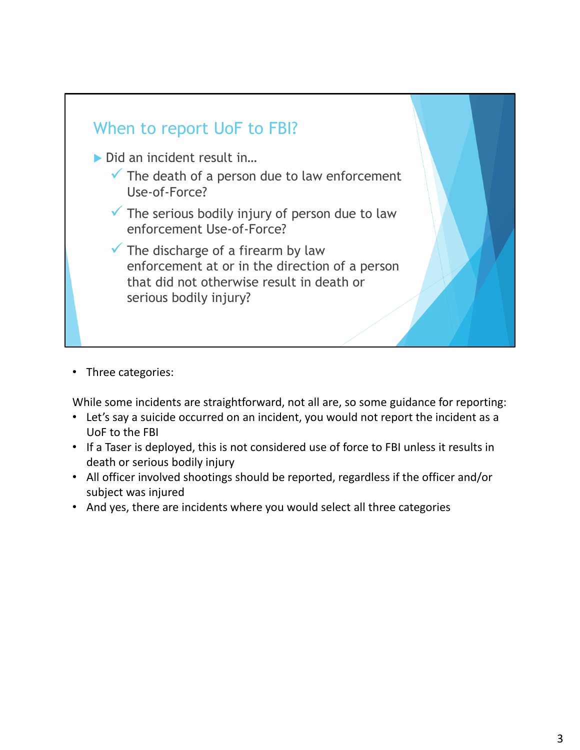## When to report UoF to FBI?

- Did an incident result in…
  - ✓ The death of a person due to law enforcement Use-of-Force?
  - ✓ The serious bodily injury of person due to law enforcement Use-of-Force?
  - ✓ The discharge of a firearm by law enforcement at or in the direction of a person that did not otherwise result in death or serious bodily injury?

- Three categories:

While some incidents are straightforward, not all are, so some guidance for reporting:

- Let's say a suicide occurred on an incident, you would not report the incident as a UoF to the FBI
- If a Taser is deployed, this is not considered use of force to FBI unless it results in death or serious bodily injury
- All officer involved shootings should be reported, regardless if the officer and/or subject was injured
- And yes, there are incidents where you would select all three categories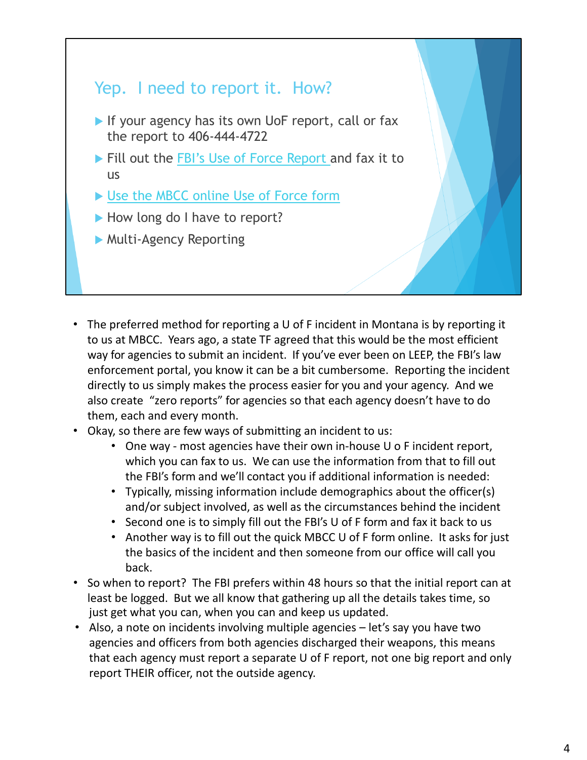## Yep. I need to report it. How?

- If your agency has its own UoF report, call or fax the report to 406-444-4722
- Fill out the FBI's Use of Force Report and fax it to us
- Use the MBCC online Use of Force form
- How long do I have to report?
- Multi-Agency Reporting

---

- The preferred method for reporting a U of F incident in Montana is by reporting it to us at MBCC. Years ago, a state TF agreed that this would be the most efficient way for agencies to submit an incident. If you've ever been on LEEP, the FBI's law enforcement portal, you know it can be a bit cumbersome. Reporting the incident directly to us simply makes the process easier for you and your agency. And we also create "zero reports" for agencies so that each agency doesn't have to do them, each and every month.
- Okay, so there are few ways of submitting an incident to us:
  - One way - most agencies have their own in-house U o F incident report, which you can fax to us. We can use the information from that to fill out the FBI's form and we'll contact you if additional information is needed:
  - Typically, missing information include demographics about the officer(s) and/or subject involved, as well as the circumstances behind the incident
  - Second one is to simply fill out the FBI's U of F form and fax it back to us
  - Another way is to fill out the quick MBCC U of F form online. It asks for just the basics of the incident and then someone from our office will call you back.
- So when to report? The FBI prefers within 48 hours so that the initial report can at least be logged. But we all know that gathering up all the details takes time, so just get what you can, when you can and keep us updated.
- Also, a note on incidents involving multiple agencies – let's say you have two agencies and officers from both agencies discharged their weapons, this means that each agency must report a separate U of F report, not one big report and only report THEIR officer, not the outside agency.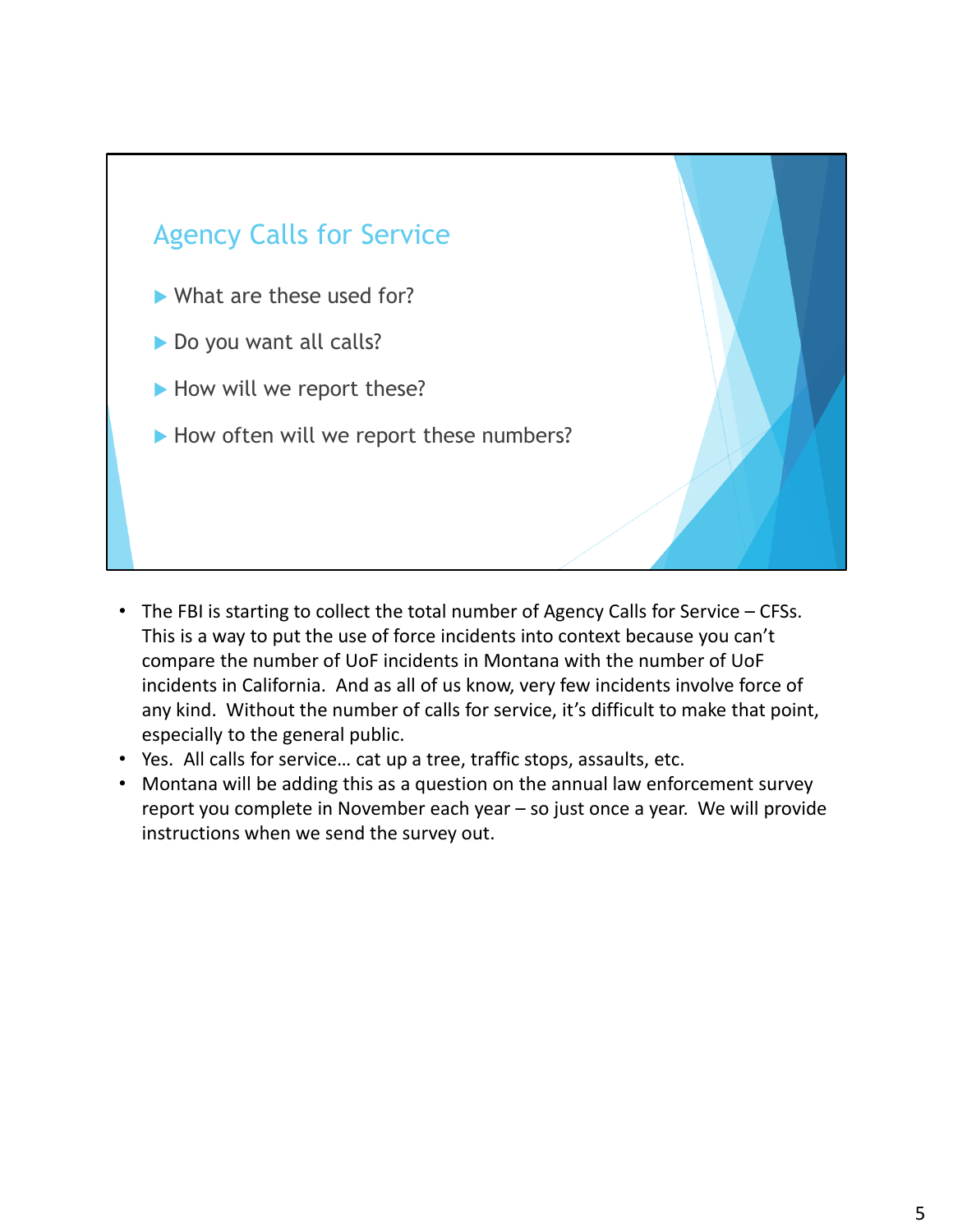## Agency Calls for Service

- What are these used for?
- Do you want all calls?
- How will we report these?
- How often will we report these numbers?

- The FBI is starting to collect the total number of Agency Calls for Service – CFSs. This is a way to put the use of force incidents into context because you can't compare the number of UoF incidents in Montana with the number of UoF incidents in California. And as all of us know, very few incidents involve force of any kind. Without the number of calls for service, it's difficult to make that point, especially to the general public.
- Yes. All calls for service… cat up a tree, traffic stops, assaults, etc.
- Montana will be adding this as a question on the annual law enforcement survey report you complete in November each year – so just once a year. We will provide instructions when we send the survey out.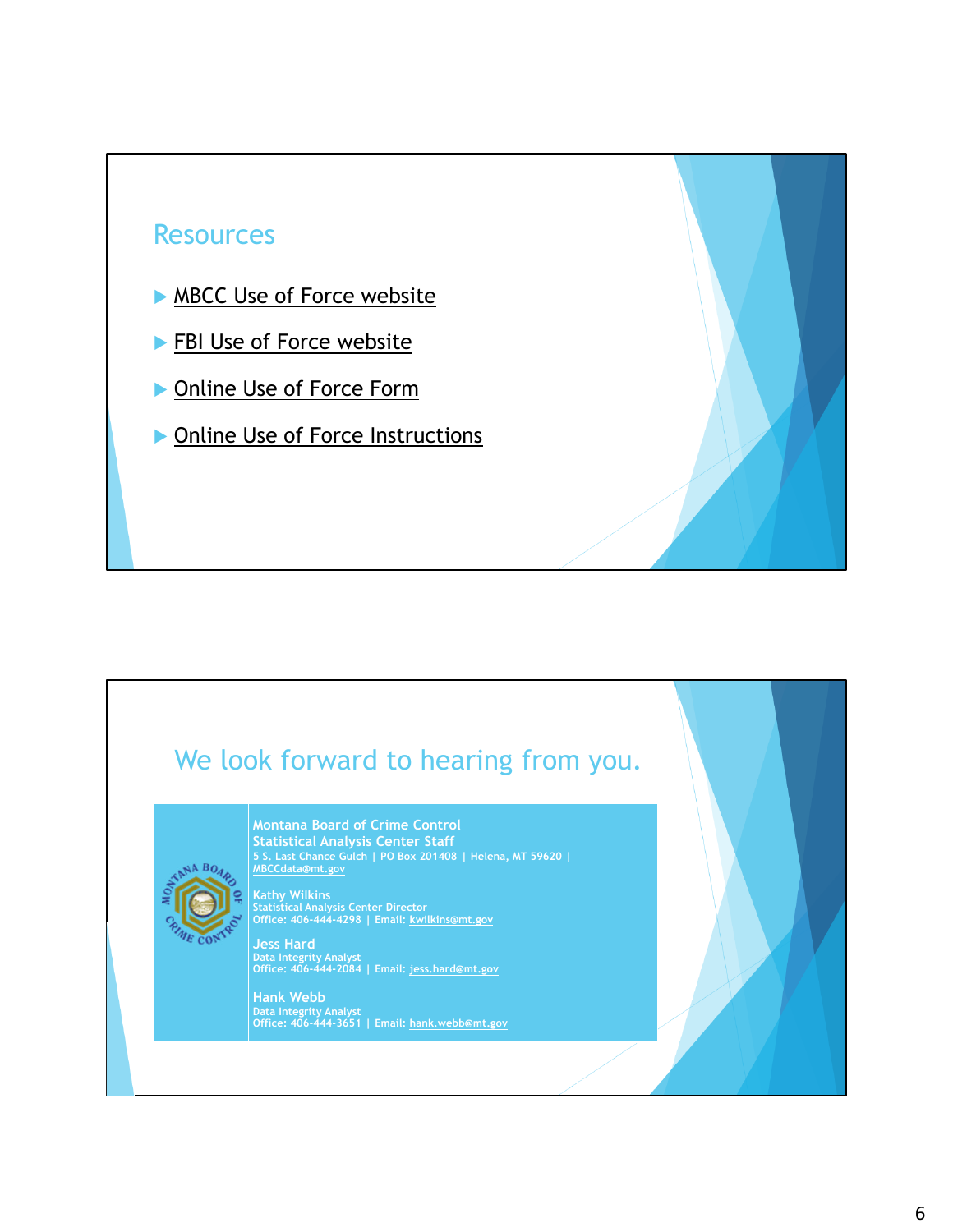## Resources

- MBCC Use of Force website
- FBI Use of Force website
- Online Use of Force Form
- Online Use of Force Instructions

## We look forward to hearing from you.

**Montana Board of Crime Control**
**Statistical Analysis Center Staff**
5 S. Last Chance Gulch | PO Box 201408 | Helena, MT 59620 |
MBCCdata@mt.gov

**Kathy Wilkins**
Statistical Analysis Center Director
Office: 406-444-4298 | Email: kwilkins@mt.gov

**Jess Hard**
Data Integrity Analyst
Office: 406-444-2084 | Email: jess.hard@mt.gov

**Hank Webb**
Data Integrity Analyst
Office: 406-444-3651 | Email: hank.webb@mt.gov